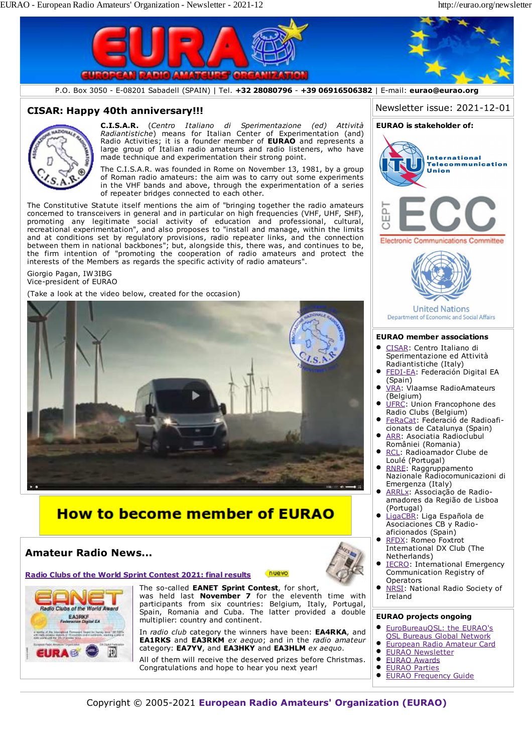P.O. Box 3050 - E-08201 Sabadell (SPAIN) | Tel. **+32 28080796** - **+39 06916506382** | E-mail: **eurao@eurao.org**

## CISAR: Happy 40th anniversary!!!

**C.I.S.A.R.** (*Centro Italiano di Sperimentazione (ed) Attività Radiantistiche*) means for Italian Center of Experimentation (and) Radio Activities; it is a founder member of **EURAO** and represents a large group of Italian radio amateurs and radio listeners, who have made technique and experimentation their strong point.

The C.I.S.A.R. was founded in Rome on November 13, 1981, by a group of Roman radio amateurs: the aim was to carry out some experiments in the VHF bands and above, through the experimentation of a series of repeater bridges connected to each other.

The Constitutive Statute itself mentions the aim of "bringing together the radio amateurs concerned to transceivers in general and in particular on high frequencies (VHF, UHF, SHF), promoting any legitimate social activity of education and professional, cultural, recreational experimentation", and also proposes to "install and manage, within the limits and at conditions set by regulatory provisions, radio repeater links, and the connection between them in national backbones"; but, alongside this, there was, and continues to be, the firm intention of "promoting the cooperation of radio amateurs and protect the interests of the Members as regards the specific activity of radio amateurs".

Giorgio Pagan, IW3IBG
Vice-president of EURAO

(Take a look at the video below, created for the occasion)

**How to become member of EURAO**

## Amateur Radio News...

### Radio Clubs of the World Sprint Contest 2021: final results

nuevo

The so-called **EANET Sprint Contest**, for short, was held last **November 7** for the eleventh time with participants from six countries: Belgium, Italy, Portugal, Spain, Romania and Cuba. The latter provided a double multiplier: country and continent.

In *radio club* category the winners have been: **EA4RKA**, and **EA1RKS** and **EA3RKM** *ex aequo*; and in the *radio amateur* category: **EA7YV**, and **EA3HKY** and **EA3HLM** *ex aequo*.

All of them will receive the deserved prizes before Christmas. Congratulations and hope to hear you next year!

Newsletter issue: 2021-12-01

**EURAO is stakeholder of:**

International Telecommunication Union

CEPT ECC – Electronic Communications Committee

United Nations – Department of Economic and Social Affairs

**EURAO member associations**

- CISAR: Centro Italiano di Sperimentazione ed Attività Radiantistiche (Italy)
- FEDI-EA: Federación Digital EA (Spain)
- VRA: Vlaamse RadioAmateurs (Belgium)
- UFRC: Union Francophone des Radio Clubs (Belgium)
- FeRaCat: Federació de Radioaficionats de Catalunya (Spain)
- ARR: Asociatia Radioclubul României (Romania)
- RCL: Radioamador Clube de Loulé (Portugal)
- RNRE: Raggruppamento Nazionale Radiocomunicazioni di Emergenza (Italy)
- ARRLx: Associação de Radioamadores da Região de Lisboa (Portugal)
- LigaCBR: Liga Española de Asociaciones CB y Radioaficionados (Spain)
- RFDX: Romeo Foxtrot International DX Club (The Netherlands)
- IECRO: International Emergency Communication Registry of Operators
- NRSI: National Radio Society of Ireland

**EURAO projects ongoing**

- EuroBureauQSL: the EURAO's QSL Bureaus Global Network
- European Radio Amateur Card
- EURAO Newsletter
- EURAO Awards
- EURAO Parties
- EURAO Frequency Guide

Copyright © 2005-2021 **European Radio Amateurs' Organization (EURAO)**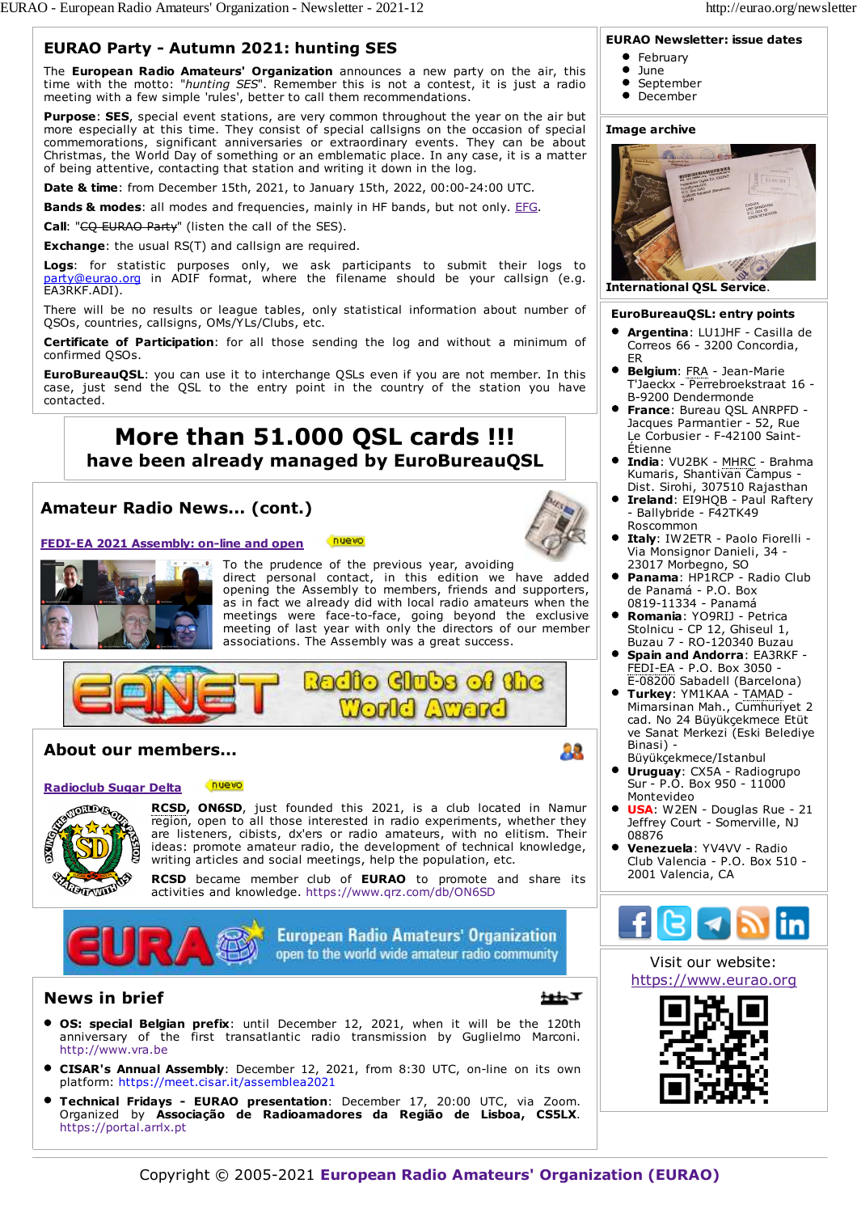## EURAO Party - Autumn 2021: hunting SES

The **European Radio Amateurs' Organization** announces a new party on the air, this time with the motto: *"hunting SES"*. Remember this is not a contest, it is just a radio meeting with a few simple 'rules', better to call them recommendations.

**Purpose**: **SES**, special event stations, are very common throughout the year on the air but more especially at this time. They consist of special callsigns on the occasion of special commemorations, significant anniversaries or extraordinary events. They can be about Christmas, the World Day of something or an emblematic place. In any case, it is a matter of being attentive, contacting that station and writing it down in the log.

**Date & time**: from December 15th, 2021, to January 15th, 2022, 00:00-24:00 UTC.

**Bands & modes**: all modes and frequencies, mainly in HF bands, but not only. EFG.

**Call**: "~~CQ EURAO Party~~" (listen the call of the SES).

**Exchange**: the usual RS(T) and callsign are required.

**Logs**: for statistic purposes only, we ask participants to submit their logs to party@eurao.org in ADIF format, where the filename should be your callsign (e.g. EA3RKF.ADI).

There will be no results or league tables, only statistical information about number of QSOs, countries, callsigns, OMs/YLs/Clubs, etc.

**Certificate of Participation**: for all those sending the log and without a minimum of confirmed QSOs.

**EuroBureauQSL**: you can use it to interchange QSLs even if you are not member. In this case, just send the QSL to the entry point in the country of the station you have contacted.

# More than 51.000 QSL cards !!!
## have been already managed by EuroBureauQSL

## Amateur Radio News... (cont.)

**FEDI-EA 2021 Assembly: on-line and open** nuevo

To the prudence of the previous year, avoiding direct personal contact, in this edition we have added opening the Assembly to members, friends and supporters, as in fact we already did with local radio amateurs when the meetings were face-to-face, going beyond the exclusive meeting of last year with only the directors of our member associations. The Assembly was a great success.

EANET Radio Clubs of the World Award

## About our members...

**Radioclub Sugar Delta** nuevo

**RCSD, ON6SD**, just founded this 2021, is a club located in Namur region, open to all those interested in radio experiments, whether they are listeners, cibists, dx'ers or radio amateurs, with no elitism. Their ideas: promote amateur radio, the development of technical knowledge, writing articles and social meetings, help the population, etc.

**RCSD** became member club of **EURAO** to promote and share its activities and knowledge. https://www.qrz.com/db/ON6SD

EURAO European Radio Amateurs' Organization — open to the world wide amateur radio community

## News in brief

- **OS: special Belgian prefix**: until December 12, 2021, when it will be the 120th anniversary of the first transatlantic radio transmission by Guglielmo Marconi. http://www.vra.be
- **CISAR's Annual Assembly**: December 12, 2021, from 8:30 UTC, on-line on its own platform: https://meet.cisar.it/assemblea2021
- **Technical Fridays - EURAO presentation**: December 17, 20:00 UTC, via Zoom. Organized by **Associação de Radioamadores da Região de Lisboa, CS5LX**. https://portal.arrlx.pt

### EURAO Newsletter: issue dates

- February
- June
- September
- December

### Image archive

International QSL Service.

### EuroBureauQSL: entry points

- **Argentina**: LU1JHF - Casilla de Correos 66 - 3200 Concordia, ER
- **Belgium**: FRA - Jean-Marie T'Jaeckx - Perrebroekstraat 16 - B-9200 Dendermonde
- **France**: Bureau QSL ANRPFD - Jacques Parmantier - 52, Rue Le Corbusier - F-42100 Saint-Étienne
- **India**: VU2BK - MHRC - Brahma Kumaris, Shantivan Campus - Dist. Sirohi, 307510 Rajasthan
- **Ireland**: EI9HQB - Paul Raftery - Ballybride - F42TK49 Roscommon
- **Italy**: IW2ETR - Paolo Fiorelli - Via Monsignor Danieli, 34 - 23017 Morbegno, SO
- **Panama**: HP1RCP - Radio Club de Panamá - P.O. Box 0819-11334 - Panamá
- **Romania**: YO9RIJ - Petrica Stolnicu - CP 12, Ghiseul 1, Buzau 7 - RO-120340 Buzau
- **Spain and Andorra**: EA3RKF - FEDI-EA - P.O. Box 3050 - E-08200 Sabadell (Barcelona)
- **Turkey**: YM1KAA - TAMAD - Mimarsinan Mah., Cumhuriyet 2 cad. No 24 Büyükçekmece Etüt ve Sanat Merkezi (Eski Belediye Binasi) - Büyükçekmece/Istanbul
- **Uruguay**: CX5A - Radiogrupo Sur - P.O. Box 950 - 11000 Montevideo
- **USA**: W2EN - Douglas Rue - 21 Jeffrey Court - Somerville, NJ 08876
- **Venezuela**: YV4VV - Radio Club Valencia - P.O. Box 510 - 2001 Valencia, CA

Visit our website:
https://www.eurao.org

Copyright © 2005-2021 **European Radio Amateurs' Organization (EURAO)**